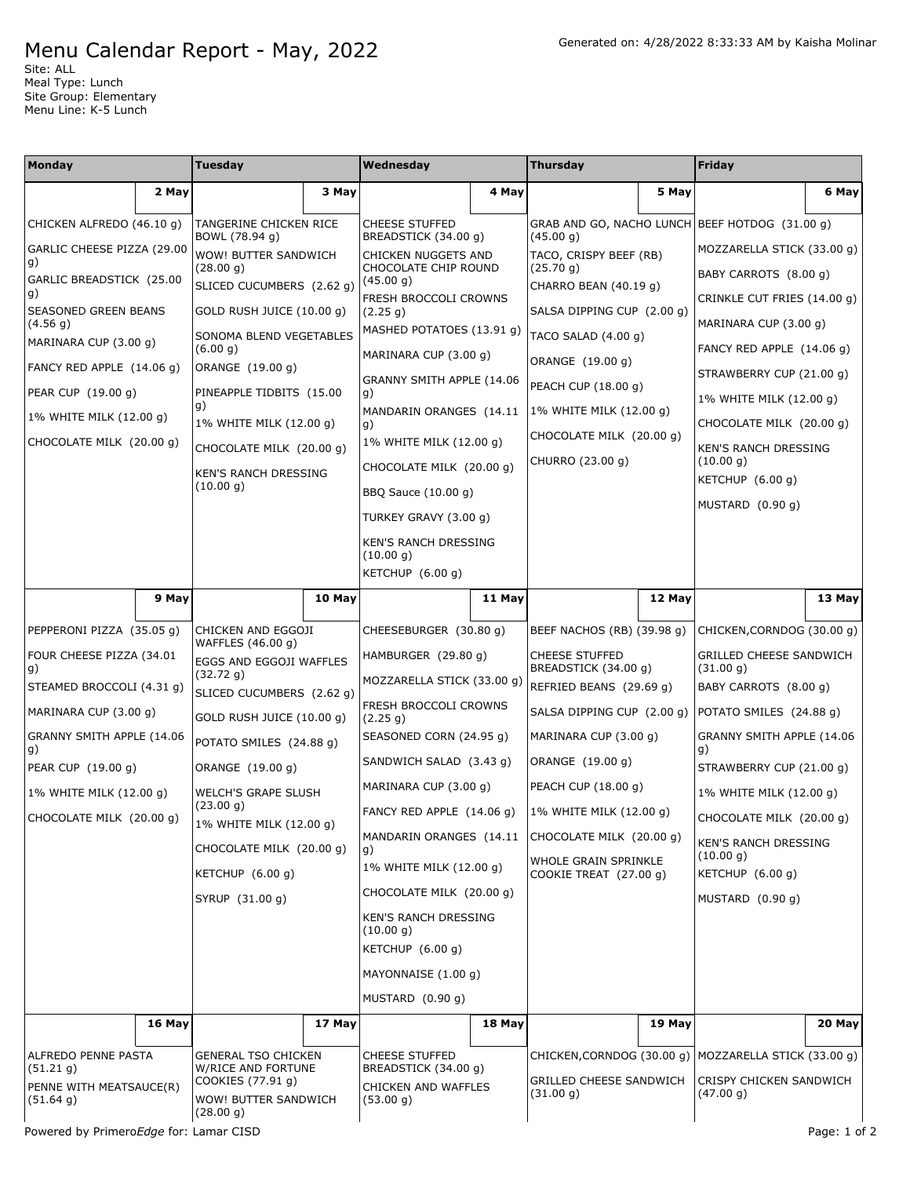# Menu Calendar Report - May, 2022

Generated on: 4/28/2022 8:33:33 AM by Kaisha Molinar

Site: ALL
Meal Type: Lunch
Site Group: Elementary
Menu Line: K-5 Lunch

| Monday | Tuesday | Wednesday | Thursday | Friday |
|---|---|---|---|---|
| **2 May** | **3 May** | **4 May** | **5 May** | **6 May** |
| CHICKEN ALFREDO (46.10 g)<br>GARLIC CHEESE PIZZA (29.00 g)<br>GARLIC BREADSTICK (25.00 g)<br>SEASONED GREEN BEANS (4.56 g)<br>MARINARA CUP (3.00 g)<br>FANCY RED APPLE (14.06 g)<br>PEAR CUP (19.00 g)<br>1% WHITE MILK (12.00 g)<br>CHOCOLATE MILK (20.00 g) | TANGERINE CHICKEN RICE BOWL (78.94 g)<br>WOW! BUTTER SANDWICH (28.00 g)<br>SLICED CUCUMBERS (2.62 g)<br>GOLD RUSH JUICE (10.00 g)<br>SONOMA BLEND VEGETABLES (6.00 g)<br>ORANGE (19.00 g)<br>PINEAPPLE TIDBITS (15.00 g)<br>1% WHITE MILK (12.00 g)<br>CHOCOLATE MILK (20.00 g)<br>KEN'S RANCH DRESSING (10.00 g) | CHEESE STUFFED BREADSTICK (34.00 g)<br>CHICKEN NUGGETS AND CHOCOLATE CHIP ROUND (45.00 g)<br>FRESH BROCCOLI CROWNS (2.25 g)<br>MASHED POTATOES (13.91 g)<br>MARINARA CUP (3.00 g)<br>GRANNY SMITH APPLE (14.06 g)<br>MANDARIN ORANGES (14.11 g)<br>1% WHITE MILK (12.00 g)<br>CHOCOLATE MILK (20.00 g)<br>BBQ Sauce (10.00 g)<br>TURKEY GRAVY (3.00 g)<br>KEN'S RANCH DRESSING (10.00 g)<br>KETCHUP (6.00 g) | GRAB AND GO, NACHO LUNCH (45.00 g)<br>TACO, CRISPY BEEF (RB) (25.70 g)<br>CHARRO BEAN (40.19 g)<br>SALSA DIPPING CUP (2.00 g)<br>TACO SALAD (4.00 g)<br>ORANGE (19.00 g)<br>PEACH CUP (18.00 g)<br>1% WHITE MILK (12.00 g)<br>CHOCOLATE MILK (20.00 g)<br>CHURRO (23.00 g) | BEEF HOTDOG (31.00 g)<br>MOZZARELLA STICK (33.00 g)<br>BABY CARROTS (8.00 g)<br>CRINKLE CUT FRIES (14.00 g)<br>MARINARA CUP (3.00 g)<br>FANCY RED APPLE (14.06 g)<br>STRAWBERRY CUP (21.00 g)<br>1% WHITE MILK (12.00 g)<br>CHOCOLATE MILK (20.00 g)<br>KEN'S RANCH DRESSING (10.00 g)<br>KETCHUP (6.00 g)<br>MUSTARD (0.90 g) |
| **9 May** | **10 May** | **11 May** | **12 May** | **13 May** |
| PEPPERONI PIZZA (35.05 g)<br>FOUR CHEESE PIZZA (34.01 g)<br>STEAMED BROCCOLI (4.31 g)<br>MARINARA CUP (3.00 g)<br>GRANNY SMITH APPLE (14.06 g)<br>PEAR CUP (19.00 g)<br>1% WHITE MILK (12.00 g)<br>CHOCOLATE MILK (20.00 g) | CHICKEN AND EGGOJI WAFFLES (46.00 g)<br>EGGS AND EGGOJI WAFFLES (32.72 g)<br>SLICED CUCUMBERS (2.62 g)<br>GOLD RUSH JUICE (10.00 g)<br>POTATO SMILES (24.88 g)<br>ORANGE (19.00 g)<br>WELCH'S GRAPE SLUSH (23.00 g)<br>1% WHITE MILK (12.00 g)<br>CHOCOLATE MILK (20.00 g)<br>KETCHUP (6.00 g)<br>SYRUP (31.00 g) | CHEESEBURGER (30.80 g)<br>HAMBURGER (29.80 g)<br>MOZZARELLA STICK (33.00 g)<br>FRESH BROCCOLI CROWNS (2.25 g)<br>SEASONED CORN (24.95 g)<br>SANDWICH SALAD (3.43 g)<br>MARINARA CUP (3.00 g)<br>FANCY RED APPLE (14.06 g)<br>MANDARIN ORANGES (14.11 g)<br>1% WHITE MILK (12.00 g)<br>CHOCOLATE MILK (20.00 g)<br>KEN'S RANCH DRESSING (10.00 g)<br>KETCHUP (6.00 g)<br>MAYONNAISE (1.00 g)<br>MUSTARD (0.90 g) | BEEF NACHOS (RB) (39.98 g)<br>CHEESE STUFFED BREADSTICK (34.00 g)<br>REFRIED BEANS (29.69 g)<br>SALSA DIPPING CUP (2.00 g)<br>MARINARA CUP (3.00 g)<br>ORANGE (19.00 g)<br>PEACH CUP (18.00 g)<br>1% WHITE MILK (12.00 g)<br>CHOCOLATE MILK (20.00 g)<br>WHOLE GRAIN SPRINKLE COOKIE TREAT (27.00 g) | CHICKEN,CORNDOG (30.00 g)<br>GRILLED CHEESE SANDWICH (31.00 g)<br>BABY CARROTS (8.00 g)<br>POTATO SMILES (24.88 g)<br>GRANNY SMITH APPLE (14.06 g)<br>STRAWBERRY CUP (21.00 g)<br>1% WHITE MILK (12.00 g)<br>CHOCOLATE MILK (20.00 g)<br>KEN'S RANCH DRESSING (10.00 g)<br>KETCHUP (6.00 g)<br>MUSTARD (0.90 g) |
| **16 May** | **17 May** | **18 May** | **19 May** | **20 May** |
| ALFREDO PENNE PASTA (51.21 g)<br>PENNE WITH MEATSAUCE(R) (51.64 g) | GENERAL TSO CHICKEN W/RICE AND FORTUNE COOKIES (77.91 g)<br>WOW! BUTTER SANDWICH (28.00 g) | CHEESE STUFFED BREADSTICK (34.00 g)<br>CHICKEN AND WAFFLES (53.00 g) | CHICKEN,CORNDOG (30.00 g)<br>GRILLED CHEESE SANDWICH (31.00 g) | MOZZARELLA STICK (33.00 g)<br>CRISPY CHICKEN SANDWICH (47.00 g) |

Powered by Primero*Edge* for: Lamar CISD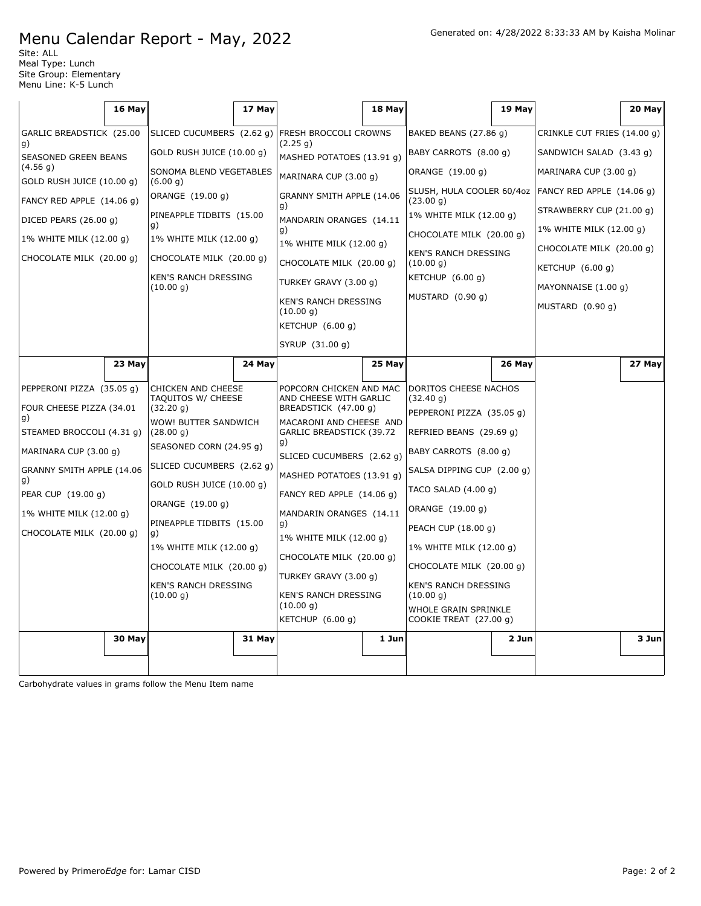# Menu Calendar Report - May, 2022

Generated on: 4/28/2022 8:33:33 AM by Kaisha Molinar

Site: ALL
Meal Type: Lunch
Site Group: Elementary
Menu Line: K-5 Lunch

| 16 May | 17 May | 18 May | 19 May | 20 May |
|---|---|---|---|---|
| GARLIC BREADSTICK (25.00 g)<br>SEASONED GREEN BEANS (4.56 g)<br>GOLD RUSH JUICE (10.00 g)<br>FANCY RED APPLE (14.06 g)<br>DICED PEARS (26.00 g)<br>1% WHITE MILK (12.00 g)<br>CHOCOLATE MILK (20.00 g) | SLICED CUCUMBERS (2.62 g)<br>GOLD RUSH JUICE (10.00 g)<br>SONOMA BLEND VEGETABLES (6.00 g)<br>ORANGE (19.00 g)<br>PINEAPPLE TIDBITS (15.00 g)<br>1% WHITE MILK (12.00 g)<br>CHOCOLATE MILK (20.00 g)<br>KEN'S RANCH DRESSING (10.00 g) | FRESH BROCCOLI CROWNS (2.25 g)<br>MASHED POTATOES (13.91 g)<br>MARINARA CUP (3.00 g)<br>GRANNY SMITH APPLE (14.06 g)<br>MANDARIN ORANGES (14.11 g)<br>1% WHITE MILK (12.00 g)<br>CHOCOLATE MILK (20.00 g)<br>TURKEY GRAVY (3.00 g)<br>KEN'S RANCH DRESSING (10.00 g)<br>KETCHUP (6.00 g)<br>SYRUP (31.00 g) | BAKED BEANS (27.86 g)<br>BABY CARROTS (8.00 g)<br>ORANGE (19.00 g)<br>SLUSH, HULA COOLER 60/4oz (23.00 g)<br>1% WHITE MILK (12.00 g)<br>CHOCOLATE MILK (20.00 g)<br>KEN'S RANCH DRESSING (10.00 g)<br>KETCHUP (6.00 g)<br>MUSTARD (0.90 g) | CRINKLE CUT FRIES (14.00 g)<br>SANDWICH SALAD (3.43 g)<br>MARINARA CUP (3.00 g)<br>FANCY RED APPLE (14.06 g)<br>STRAWBERRY CUP (21.00 g)<br>1% WHITE MILK (12.00 g)<br>CHOCOLATE MILK (20.00 g)<br>KETCHUP (6.00 g)<br>MAYONNAISE (1.00 g)<br>MUSTARD (0.90 g) |
| **23 May** | **24 May** | **25 May** | **26 May** | **27 May** |
| PEPPERONI PIZZA (35.05 g)<br>FOUR CHEESE PIZZA (34.01 g)<br>STEAMED BROCCOLI (4.31 g)<br>MARINARA CUP (3.00 g)<br>GRANNY SMITH APPLE (14.06 g)<br>PEAR CUP (19.00 g)<br>1% WHITE MILK (12.00 g)<br>CHOCOLATE MILK (20.00 g) | CHICKEN AND CHEESE TAQUITOS W/ CHEESE (32.20 g)<br>WOW! BUTTER SANDWICH (28.00 g)<br>SEASONED CORN (24.95 g)<br>SLICED CUCUMBERS (2.62 g)<br>GOLD RUSH JUICE (10.00 g)<br>ORANGE (19.00 g)<br>PINEAPPLE TIDBITS (15.00 g)<br>1% WHITE MILK (12.00 g)<br>CHOCOLATE MILK (20.00 g)<br>KEN'S RANCH DRESSING (10.00 g) | POPCORN CHICKEN AND MAC AND CHEESE WITH GARLIC BREADSTICK (47.00 g)<br>MACARONI AND CHEESE AND GARLIC BREADSTICK (39.72 g)<br>SLICED CUCUMBERS (2.62 g)<br>MASHED POTATOES (13.91 g)<br>FANCY RED APPLE (14.06 g)<br>MANDARIN ORANGES (14.11 g)<br>1% WHITE MILK (12.00 g)<br>CHOCOLATE MILK (20.00 g)<br>TURKEY GRAVY (3.00 g)<br>KEN'S RANCH DRESSING (10.00 g)<br>KETCHUP (6.00 g) | DORITOS CHEESE NACHOS (32.40 g)<br>PEPPERONI PIZZA (35.05 g)<br>REFRIED BEANS (29.69 g)<br>BABY CARROTS (8.00 g)<br>SALSA DIPPING CUP (2.00 g)<br>TACO SALAD (4.00 g)<br>ORANGE (19.00 g)<br>PEACH CUP (18.00 g)<br>1% WHITE MILK (12.00 g)<br>CHOCOLATE MILK (20.00 g)<br>KEN'S RANCH DRESSING (10.00 g)<br>WHOLE GRAIN SPRINKLE COOKIE TREAT (27.00 g) | |
| **30 May** | **31 May** | **1 Jun** | **2 Jun** | **3 Jun** |
| | | | | |

Carbohydrate values in grams follow the Menu Item name

Powered by Primero*Edge* for: Lamar CISD